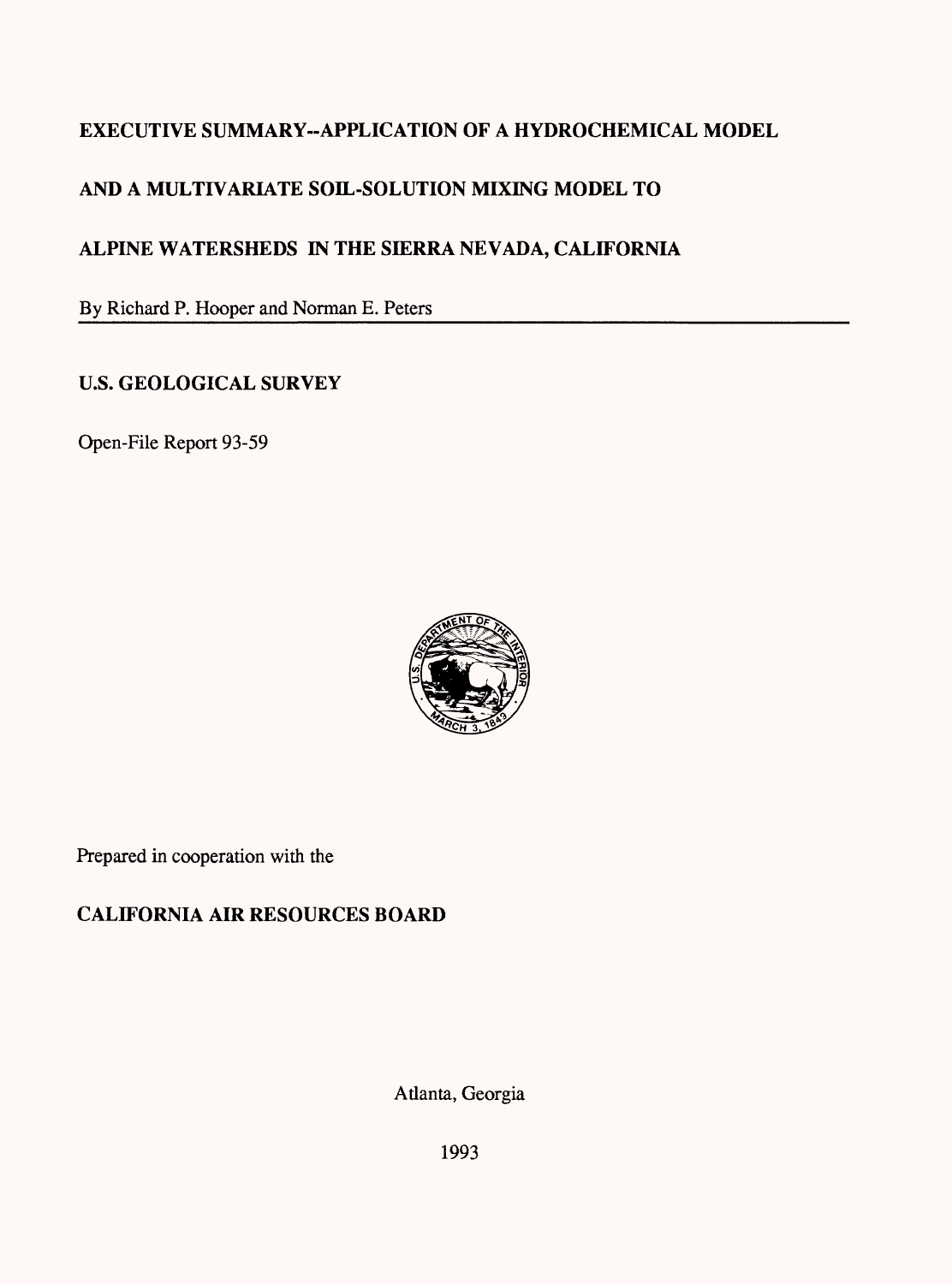# EXECUTIVE SUMMARY--APPLICATION OF A HYDROCHEMICAL MODEL AND A MULTIVARIATE SOIL-SOLUTION MIXING MODEL TO ALPINE WATERSHEDS IN THE SIERRA NEVADA, CALIFORNIA

By Richard P. Hooper and Norman E. Peters

**U.S. GEOLOGICAL SURVEY**

Open-File Report 93-59

Prepared in cooperation with the

**CALIFORNIA AIR RESOURCES BOARD**

Atlanta, Georgia

1993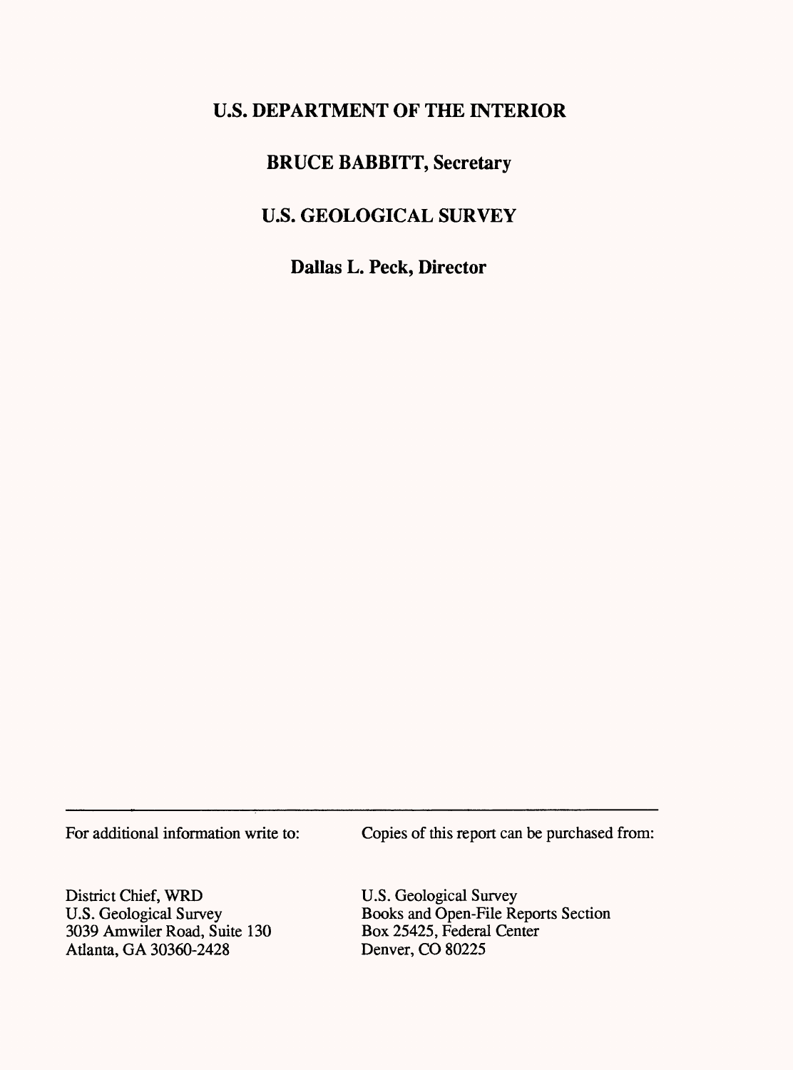**U.S. DEPARTMENT OF THE INTERIOR**

**BRUCE BABBITT, Secretary**

**U.S. GEOLOGICAL SURVEY**

**Dallas L. Peck, Director**

---

For additional information write to:

District Chief, WRD
U.S. Geological Survey
3039 Amwiler Road, Suite 130
Atlanta, GA 30360-2428

Copies of this report can be purchased from:

U.S. Geological Survey
Books and Open-File Reports Section
Box 25425, Federal Center
Denver, CO 80225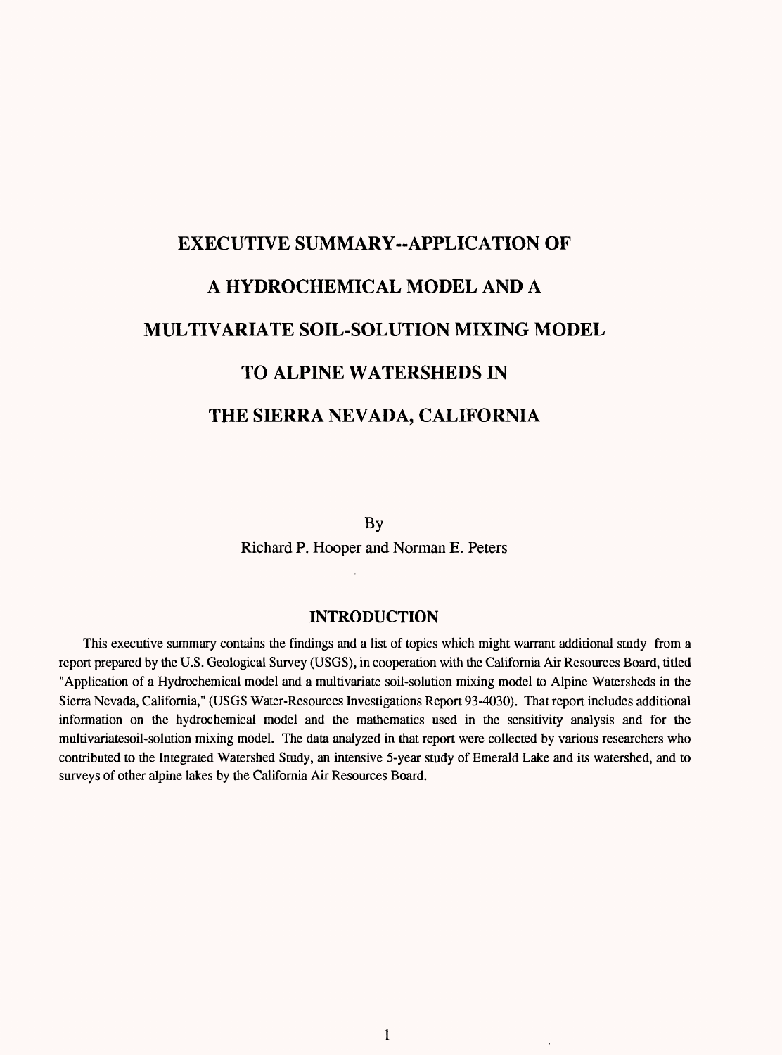# EXECUTIVE SUMMARY--APPLICATION OF A HYDROCHEMICAL MODEL AND A MULTIVARIATE SOIL-SOLUTION MIXING MODEL TO ALPINE WATERSHEDS IN THE SIERRA NEVADA, CALIFORNIA

By

Richard P. Hooper and Norman E. Peters

## INTRODUCTION

This executive summary contains the findings and a list of topics which might warrant additional study from a report prepared by the U.S. Geological Survey (USGS), in cooperation with the California Air Resources Board, titled "Application of a Hydrochemical model and a multivariate soil-solution mixing model to Alpine Watersheds in the Sierra Nevada, California," (USGS Water-Resources Investigations Report 93-4030). That report includes additional information on the hydrochemical model and the mathematics used in the sensitivity analysis and for the multivariatesoil-solution mixing model. The data analyzed in that report were collected by various researchers who contributed to the Integrated Watershed Study, an intensive 5-year study of Emerald Lake and its watershed, and to surveys of other alpine lakes by the California Air Resources Board.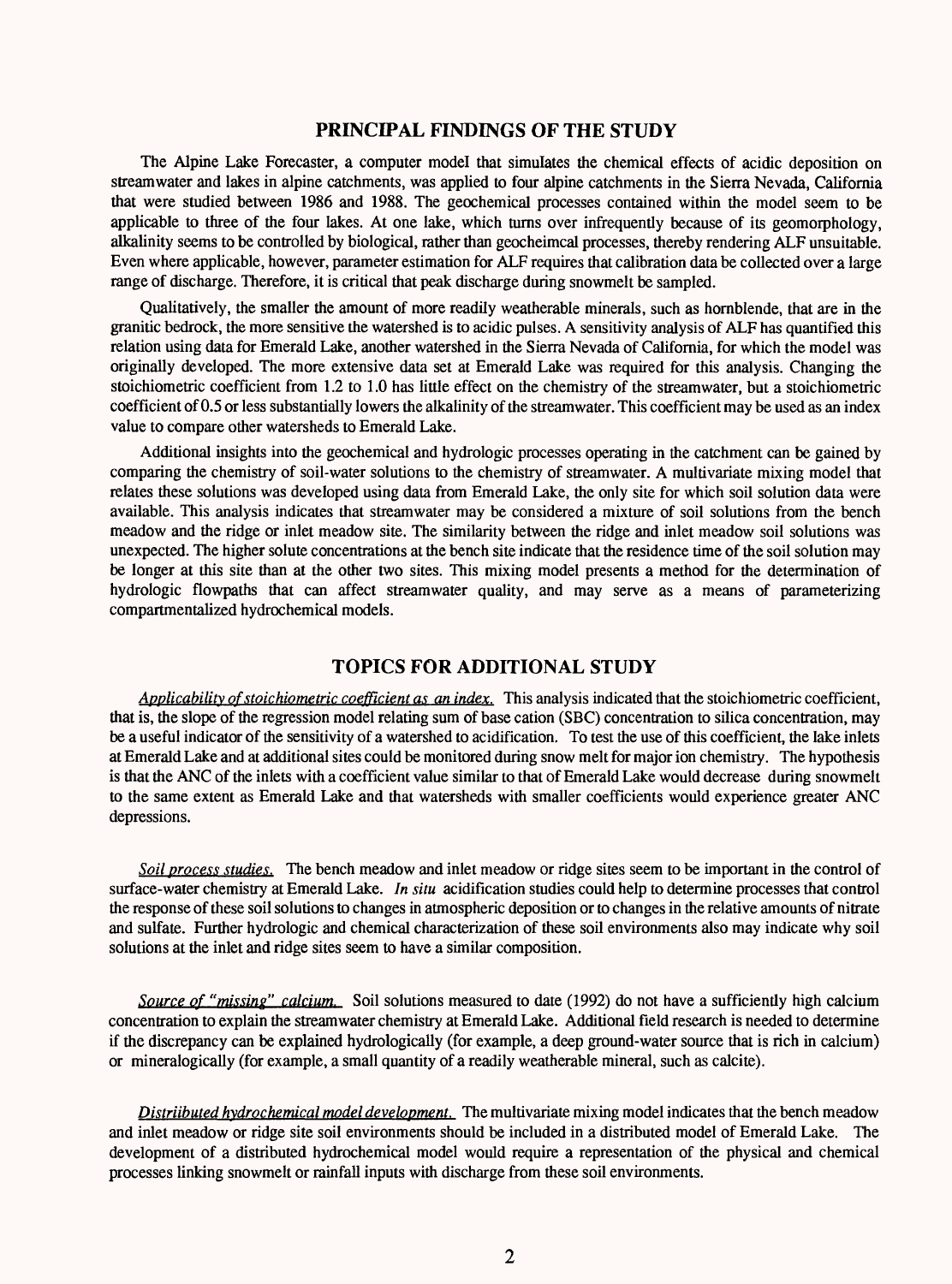## PRINCIPAL FINDINGS OF THE STUDY

The Alpine Lake Forecaster, a computer model that simulates the chemical effects of acidic deposition on streamwater and lakes in alpine catchments, was applied to four alpine catchments in the Sierra Nevada, California that were studied between 1986 and 1988. The geochemical processes contained within the model seem to be applicable to three of the four lakes. At one lake, which turns over infrequently because of its geomorphology, alkalinity seems to be controlled by biological, rather than geocheimcal processes, thereby rendering ALF unsuitable. Even where applicable, however, parameter estimation for ALF requires that calibration data be collected over a large range of discharge. Therefore, it is critical that peak discharge during snowmelt be sampled.

Qualitatively, the smaller the amount of more readily weatherable minerals, such as hornblende, that are in the granitic bedrock, the more sensitive the watershed is to acidic pulses. A sensitivity analysis of ALF has quantified this relation using data for Emerald Lake, another watershed in the Sierra Nevada of California, for which the model was originally developed. The more extensive data set at Emerald Lake was required for this analysis. Changing the stoichiometric coefficient from 1.2 to 1.0 has little effect on the chemistry of the streamwater, but a stoichiometric coefficient of 0.5 or less substantially lowers the alkalinity of the streamwater. This coefficient may be used as an index value to compare other watersheds to Emerald Lake.

Additional insights into the geochemical and hydrologic processes operating in the catchment can be gained by comparing the chemistry of soil-water solutions to the chemistry of streamwater. A multivariate mixing model that relates these solutions was developed using data from Emerald Lake, the only site for which soil solution data were available. This analysis indicates that streamwater may be considered a mixture of soil solutions from the bench meadow and the ridge or inlet meadow site. The similarity between the ridge and inlet meadow soil solutions was unexpected. The higher solute concentrations at the bench site indicate that the residence time of the soil solution may be longer at this site than at the other two sites. This mixing model presents a method for the determination of hydrologic flowpaths that can affect streamwater quality, and may serve as a means of parameterizing compartmentalized hydrochemical models.

## TOPICS FOR ADDITIONAL STUDY

*Applicability of stoichiometric coefficient as an index.* This analysis indicated that the stoichiometric coefficient, that is, the slope of the regression model relating sum of base cation (SBC) concentration to silica concentration, may be a useful indicator of the sensitivity of a watershed to acidification. To test the use of this coefficient, the lake inlets at Emerald Lake and at additional sites could be monitored during snow melt for major ion chemistry. The hypothesis is that the ANC of the inlets with a coefficient value similar to that of Emerald Lake would decrease during snowmelt to the same extent as Emerald Lake and that watersheds with smaller coefficients would experience greater ANC depressions.

*Soil process studies.* The bench meadow and inlet meadow or ridge sites seem to be important in the control of surface-water chemistry at Emerald Lake. *In situ* acidification studies could help to determine processes that control the response of these soil solutions to changes in atmospheric deposition or to changes in the relative amounts of nitrate and sulfate. Further hydrologic and chemical characterization of these soil environments also may indicate why soil solutions at the inlet and ridge sites seem to have a similar composition.

*Source of "missing" calcium.* Soil solutions measured to date (1992) do not have a sufficiently high calcium concentration to explain the streamwater chemistry at Emerald Lake. Additional field research is needed to determine if the discrepancy can be explained hydrologically (for example, a deep ground-water source that is rich in calcium) or mineralogically (for example, a small quantity of a readily weatherable mineral, such as calcite).

*Distriibuted hydrochemical model development.* The multivariate mixing model indicates that the bench meadow and inlet meadow or ridge site soil environments should be included in a distributed model of Emerald Lake. The development of a distributed hydrochemical model would require a representation of the physical and chemical processes linking snowmelt or rainfall inputs with discharge from these soil environments.